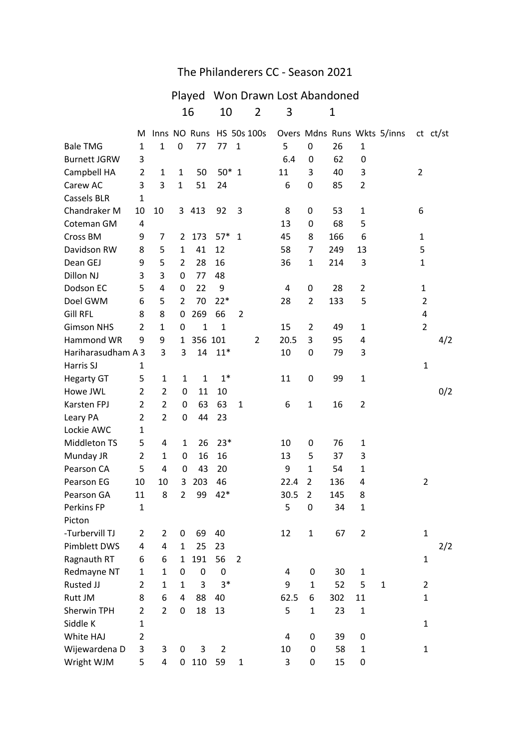# The Philanderers CC - Season 2021

| Played | Won | Drawn | Lost | Abandoned |
|---|---|---|---|---|
| 16 | 10 | 2 | 3 | 1 |

| | M | Inns | NO | Runs | HS | 50s | 100s | Overs | Mdns | Runs | Wkts | 5/inns | ct | ct/st |
|---|---|---|---|---|---|---|---|---|---|---|---|---|---|---|
| Bale TMG | 1 | 1 | 0 | 77 | 77 | 1 | | 5 | 0 | 26 | 1 | | | |
| Burnett JGRW | 3 | | | | | | | 6.4 | 0 | 62 | 0 | | | |
| Campbell HA | 2 | 1 | 1 | 50 | 50* | 1 | | 11 | 3 | 40 | 3 | | 2 | |
| Carew AC | 3 | 3 | 1 | 51 | 24 | | | 6 | 0 | 85 | 2 | | | |
| Cassels BLR | 1 | | | | | | | | | | | | | |
| Chandraker M | 10 | 10 | 3 | 413 | 92 | 3 | | 8 | 0 | 53 | 1 | | 6 | |
| Coteman GM | 4 | | | | | | | 13 | 0 | 68 | 5 | | | |
| Cross BM | 9 | 7 | 2 | 173 | 57* | 1 | | 45 | 8 | 166 | 6 | | 1 | |
| Davidson RW | 8 | 5 | 1 | 41 | 12 | | | 58 | 7 | 249 | 13 | | 5 | |
| Dean GEJ | 9 | 5 | 2 | 28 | 16 | | | 36 | 1 | 214 | 3 | | 1 | |
| Dillon NJ | 3 | 3 | 0 | 77 | 48 | | | | | | | | | |
| Dodson EC | 5 | 4 | 0 | 22 | 9 | | | 4 | 0 | 28 | 2 | | 1 | |
| Doel GWM | 6 | 5 | 2 | 70 | 22* | | | 28 | 2 | 133 | 5 | | 2 | |
| Gill RFL | 8 | 8 | 0 | 269 | 66 | 2 | | | | | | | 4 | |
| Gimson NHS | 2 | 1 | 0 | 1 | 1 | | | 15 | 2 | 49 | 1 | | 2 | |
| Hammond WR | 9 | 9 | 1 | 356 | 101 | | 2 | 20.5 | 3 | 95 | 4 | | | 4/2 |
| Hariharasudham A | 3 | 3 | 3 | 14 | 11* | | | 10 | 0 | 79 | 3 | | | |
| Harris SJ | 1 | | | | | | | | | | | | 1 | |
| Hegarty GT | 5 | 1 | 1 | 1 | 1* | | | 11 | 0 | 99 | 1 | | | |
| Howe JWL | 2 | 2 | 0 | 11 | 10 | | | | | | | | | 0/2 |
| Karsten FPJ | 2 | 2 | 0 | 63 | 63 | 1 | | 6 | 1 | 16 | 2 | | | |
| Leary PA | 2 | 2 | 0 | 44 | 23 | | | | | | | | | |
| Lockie AWC | 1 | | | | | | | | | | | | | |
| Middleton TS | 5 | 4 | 1 | 26 | 23* | | | 10 | 0 | 76 | 1 | | | |
| Munday JR | 2 | 1 | 0 | 16 | 16 | | | 13 | 5 | 37 | 3 | | | |
| Pearson CA | 5 | 4 | 0 | 43 | 20 | | | 9 | 1 | 54 | 1 | | | |
| Pearson EG | 10 | 10 | 3 | 203 | 46 | | | 22.4 | 2 | 136 | 4 | | 2 | |
| Pearson GA | 11 | 8 | 2 | 99 | 42* | | | 30.5 | 2 | 145 | 8 | | | |
| Perkins FP | 1 | | | | | | | 5 | 0 | 34 | 1 | | | |
| Picton-Turbervill TJ | 2 | 2 | 0 | 69 | 40 | | | 12 | 1 | 67 | 2 | | 1 | |
| Pimblett DWS | 4 | 4 | 1 | 25 | 23 | | | | | | | | | 2/2 |
| Ragnauth RT | 6 | 6 | 1 | 191 | 56 | 2 | | | | | | | 1 | |
| Redmayne NT | 1 | 1 | 0 | 0 | 0 | | | 4 | 0 | 30 | 1 | | | |
| Rusted JJ | 2 | 1 | 1 | 3 | 3* | | | 9 | 1 | 52 | 5 | 1 | 2 | |
| Rutt JM | 8 | 6 | 4 | 88 | 40 | | | 62.5 | 6 | 302 | 11 | | 1 | |
| Sherwin TPH | 2 | 2 | 0 | 18 | 13 | | | 5 | 1 | 23 | 1 | | | |
| Siddle K | 1 | | | | | | | | | | | | 1 | |
| White HAJ | 2 | | | | | | | 4 | 0 | 39 | 0 | | | |
| Wijewardena D | 3 | 3 | 0 | 3 | 2 | | | 10 | 0 | 58 | 1 | | 1 | |
| Wright WJM | 5 | 4 | 0 | 110 | 59 | 1 | | 3 | 0 | 15 | 0 | | | |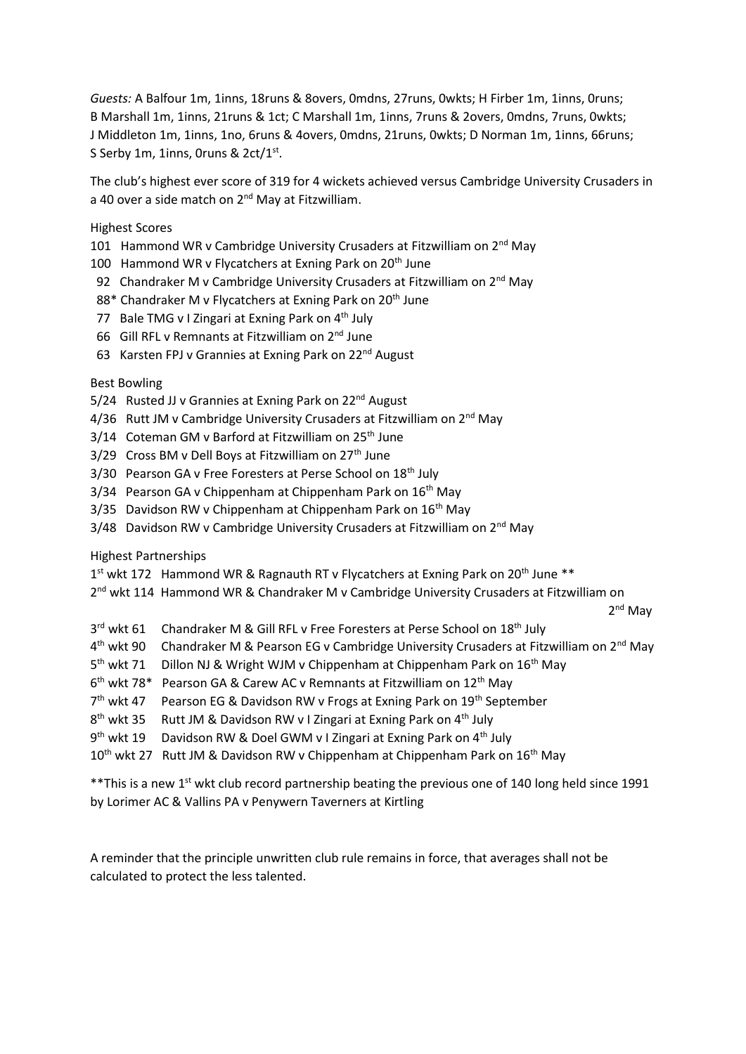*Guests:* A Balfour 1m, 1inns, 18runs & 8overs, 0mdns, 27runs, 0wkts; H Firber 1m, 1inns, 0runs; B Marshall 1m, 1inns, 21runs & 1ct; C Marshall 1m, 1inns, 7runs & 2overs, 0mdns, 7runs, 0wkts; J Middleton 1m, 1inns, 1no, 6runs & 4overs, 0mdns, 21runs, 0wkts; D Norman 1m, 1inns, 66runs; S Serby 1m, 1inns, 0runs & 2ct/1st.

The club's highest ever score of 319 for 4 wickets achieved versus Cambridge University Crusaders in a 40 over a side match on 2nd May at Fitzwilliam.

Highest Scores

101 Hammond WR v Cambridge University Crusaders at Fitzwilliam on 2nd May
100 Hammond WR v Flycatchers at Exning Park on 20th June
92 Chandraker M v Cambridge University Crusaders at Fitzwilliam on 2nd May
88* Chandraker M v Flycatchers at Exning Park on 20th June
77 Bale TMG v I Zingari at Exning Park on 4th July
66 Gill RFL v Remnants at Fitzwilliam on 2nd June
63 Karsten FPJ v Grannies at Exning Park on 22nd August

Best Bowling

5/24 Rusted JJ v Grannies at Exning Park on 22nd August
4/36 Rutt JM v Cambridge University Crusaders at Fitzwilliam on 2nd May
3/14 Coteman GM v Barford at Fitzwilliam on 25th June
3/29 Cross BM v Dell Boys at Fitzwilliam on 27th June
3/30 Pearson GA v Free Foresters at Perse School on 18th July
3/34 Pearson GA v Chippenham at Chippenham Park on 16th May
3/35 Davidson RW v Chippenham at Chippenham Park on 16th May
3/48 Davidson RW v Cambridge University Crusaders at Fitzwilliam on 2nd May

Highest Partnerships

1st wkt 172 Hammond WR & Ragnauth RT v Flycatchers at Exning Park on 20th June **
2nd wkt 114 Hammond WR & Chandraker M v Cambridge University Crusaders at Fitzwilliam on 2nd May
3rd wkt 61 Chandraker M & Gill RFL v Free Foresters at Perse School on 18th July
4th wkt 90 Chandraker M & Pearson EG v Cambridge University Crusaders at Fitzwilliam on 2nd May
5th wkt 71 Dillon NJ & Wright WJM v Chippenham at Chippenham Park on 16th May
6th wkt 78* Pearson GA & Carew AC v Remnants at Fitzwilliam on 12th May
7th wkt 47 Pearson EG & Davidson RW v Frogs at Exning Park on 19th September
8th wkt 35 Rutt JM & Davidson RW v I Zingari at Exning Park on 4th July
9th wkt 19 Davidson RW & Doel GWM v I Zingari at Exning Park on 4th July
10th wkt 27 Rutt JM & Davidson RW v Chippenham at Chippenham Park on 16th May

**This is a new 1st wkt club record partnership beating the previous one of 140 long held since 1991 by Lorimer AC & Vallins PA v Penywern Taverners at Kirtling

A reminder that the principle unwritten club rule remains in force, that averages shall not be calculated to protect the less talented.